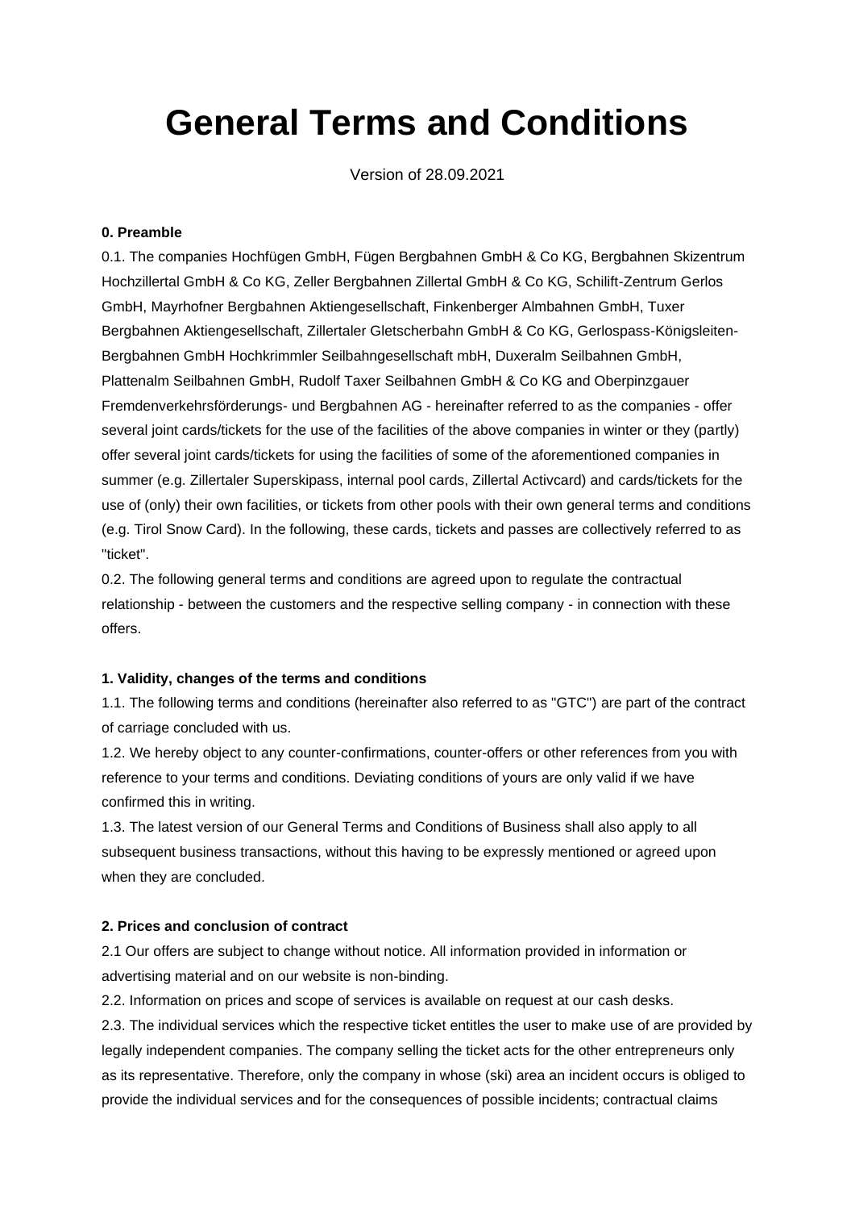# General Terms and Conditions

Version of 28.09.2021

**0. Preamble**

0.1. The companies Hochfügen GmbH, Fügen Bergbahnen GmbH & Co KG, Bergbahnen Skizentrum Hochzillertal GmbH & Co KG, Zeller Bergbahnen Zillertal GmbH & Co KG, Schilift-Zentrum Gerlos GmbH, Mayrhofner Bergbahnen Aktiengesellschaft, Finkenberger Almbahnen GmbH, Tuxer Bergbahnen Aktiengesellschaft, Zillertaler Gletscherbahn GmbH & Co KG, Gerlospass-Königsleiten-Bergbahnen GmbH Hochkrimmler Seilbahngesellschaft mbH, Duxeralm Seilbahnen GmbH, Plattenalm Seilbahnen GmbH, Rudolf Taxer Seilbahnen GmbH & Co KG and Oberpinzgauer Fremdenverkehrsförderungs- und Bergbahnen AG - hereinafter referred to as the companies - offer several joint cards/tickets for the use of the facilities of the above companies in winter or they (partly) offer several joint cards/tickets for using the facilities of some of the aforementioned companies in summer (e.g. Zillertaler Superskipass, internal pool cards, Zillertal Activcard) and cards/tickets for the use of (only) their own facilities, or tickets from other pools with their own general terms and conditions (e.g. Tirol Snow Card). In the following, these cards, tickets and passes are collectively referred to as "ticket".

0.2. The following general terms and conditions are agreed upon to regulate the contractual relationship - between the customers and the respective selling company - in connection with these offers.

**1. Validity, changes of the terms and conditions**

1.1. The following terms and conditions (hereinafter also referred to as "GTC") are part of the contract of carriage concluded with us.

1.2. We hereby object to any counter-confirmations, counter-offers or other references from you with reference to your terms and conditions. Deviating conditions of yours are only valid if we have confirmed this in writing.

1.3. The latest version of our General Terms and Conditions of Business shall also apply to all subsequent business transactions, without this having to be expressly mentioned or agreed upon when they are concluded.

**2. Prices and conclusion of contract**

2.1 Our offers are subject to change without notice. All information provided in information or advertising material and on our website is non-binding.

2.2. Information on prices and scope of services is available on request at our cash desks.

2.3. The individual services which the respective ticket entitles the user to make use of are provided by legally independent companies. The company selling the ticket acts for the other entrepreneurs only as its representative. Therefore, only the company in whose (ski) area an incident occurs is obliged to provide the individual services and for the consequences of possible incidents; contractual claims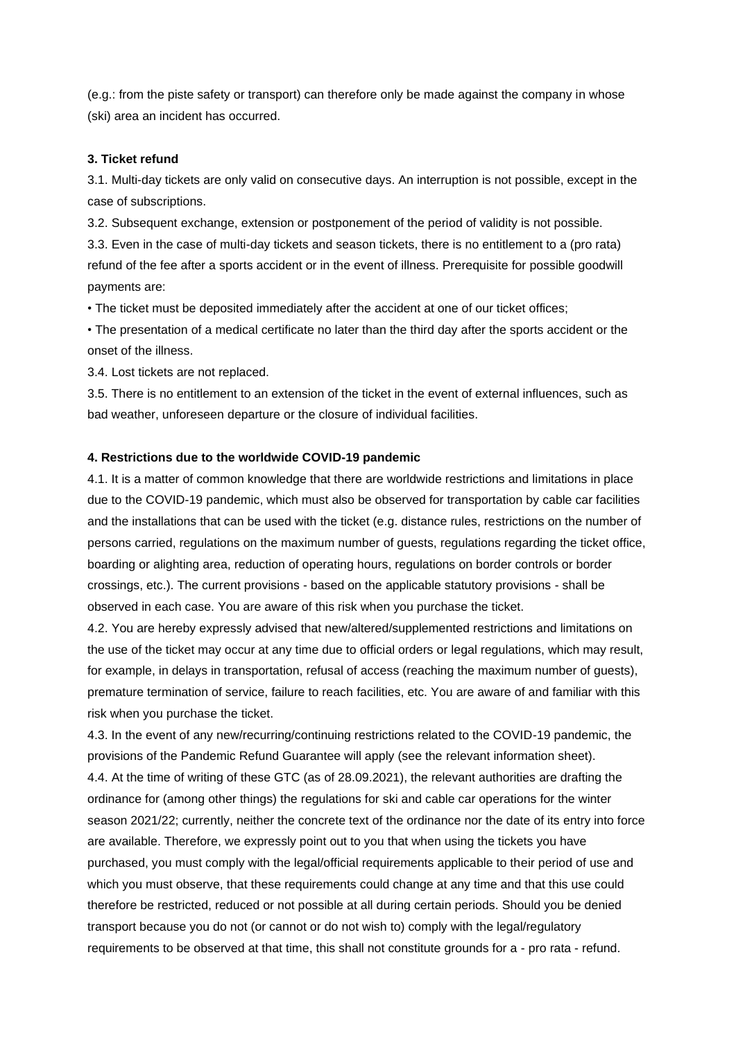(e.g.: from the piste safety or transport) can therefore only be made against the company in whose (ski) area an incident has occurred.

**3. Ticket refund**

3.1. Multi-day tickets are only valid on consecutive days. An interruption is not possible, except in the case of subscriptions.

3.2. Subsequent exchange, extension or postponement of the period of validity is not possible.

3.3. Even in the case of multi-day tickets and season tickets, there is no entitlement to a (pro rata) refund of the fee after a sports accident or in the event of illness. Prerequisite for possible goodwill payments are:

- The ticket must be deposited immediately after the accident at one of our ticket offices;
- The presentation of a medical certificate no later than the third day after the sports accident or the onset of the illness.

3.4. Lost tickets are not replaced.

3.5. There is no entitlement to an extension of the ticket in the event of external influences, such as bad weather, unforeseen departure or the closure of individual facilities.

**4. Restrictions due to the worldwide COVID-19 pandemic**

4.1. It is a matter of common knowledge that there are worldwide restrictions and limitations in place due to the COVID-19 pandemic, which must also be observed for transportation by cable car facilities and the installations that can be used with the ticket (e.g. distance rules, restrictions on the number of persons carried, regulations on the maximum number of guests, regulations regarding the ticket office, boarding or alighting area, reduction of operating hours, regulations on border controls or border crossings, etc.). The current provisions - based on the applicable statutory provisions - shall be observed in each case. You are aware of this risk when you purchase the ticket.

4.2. You are hereby expressly advised that new/altered/supplemented restrictions and limitations on the use of the ticket may occur at any time due to official orders or legal regulations, which may result, for example, in delays in transportation, refusal of access (reaching the maximum number of guests), premature termination of service, failure to reach facilities, etc. You are aware of and familiar with this risk when you purchase the ticket.

4.3. In the event of any new/recurring/continuing restrictions related to the COVID-19 pandemic, the provisions of the Pandemic Refund Guarantee will apply (see the relevant information sheet).

4.4. At the time of writing of these GTC (as of 28.09.2021), the relevant authorities are drafting the ordinance for (among other things) the regulations for ski and cable car operations for the winter season 2021/22; currently, neither the concrete text of the ordinance nor the date of its entry into force are available. Therefore, we expressly point out to you that when using the tickets you have purchased, you must comply with the legal/official requirements applicable to their period of use and which you must observe, that these requirements could change at any time and that this use could therefore be restricted, reduced or not possible at all during certain periods. Should you be denied transport because you do not (or cannot or do not wish to) comply with the legal/regulatory requirements to be observed at that time, this shall not constitute grounds for a - pro rata - refund.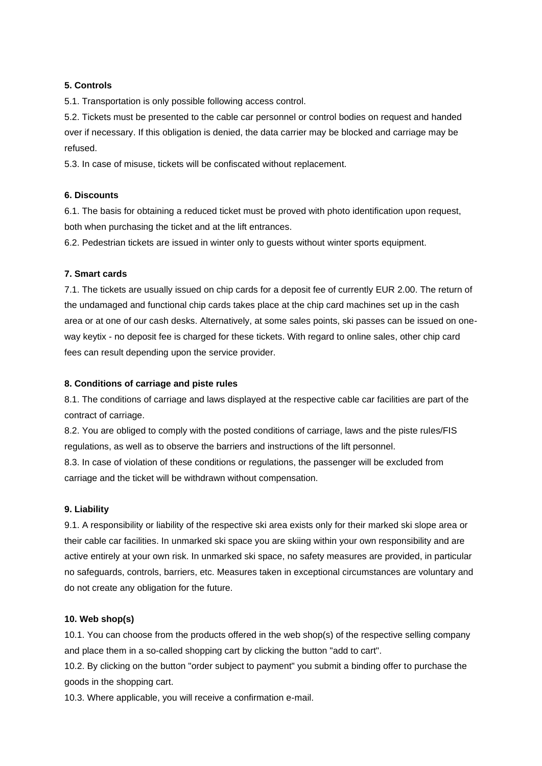**5. Controls**

5.1. Transportation is only possible following access control.

5.2. Tickets must be presented to the cable car personnel or control bodies on request and handed over if necessary. If this obligation is denied, the data carrier may be blocked and carriage may be refused.

5.3. In case of misuse, tickets will be confiscated without replacement.

**6. Discounts**

6.1. The basis for obtaining a reduced ticket must be proved with photo identification upon request, both when purchasing the ticket and at the lift entrances.

6.2. Pedestrian tickets are issued in winter only to guests without winter sports equipment.

**7. Smart cards**

7.1. The tickets are usually issued on chip cards for a deposit fee of currently EUR 2.00. The return of the undamaged and functional chip cards takes place at the chip card machines set up in the cash area or at one of our cash desks. Alternatively, at some sales points, ski passes can be issued on one-way keytix - no deposit fee is charged for these tickets. With regard to online sales, other chip card fees can result depending upon the service provider.

**8. Conditions of carriage and piste rules**

8.1. The conditions of carriage and laws displayed at the respective cable car facilities are part of the contract of carriage.

8.2. You are obliged to comply with the posted conditions of carriage, laws and the piste rules/FIS regulations, as well as to observe the barriers and instructions of the lift personnel.

8.3. In case of violation of these conditions or regulations, the passenger will be excluded from carriage and the ticket will be withdrawn without compensation.

**9. Liability**

9.1. A responsibility or liability of the respective ski area exists only for their marked ski slope area or their cable car facilities. In unmarked ski space you are skiing within your own responsibility and are active entirely at your own risk. In unmarked ski space, no safety measures are provided, in particular no safeguards, controls, barriers, etc. Measures taken in exceptional circumstances are voluntary and do not create any obligation for the future.

**10. Web shop(s)**

10.1. You can choose from the products offered in the web shop(s) of the respective selling company and place them in a so-called shopping cart by clicking the button "add to cart".

10.2. By clicking on the button "order subject to payment" you submit a binding offer to purchase the goods in the shopping cart.

10.3. Where applicable, you will receive a confirmation e-mail.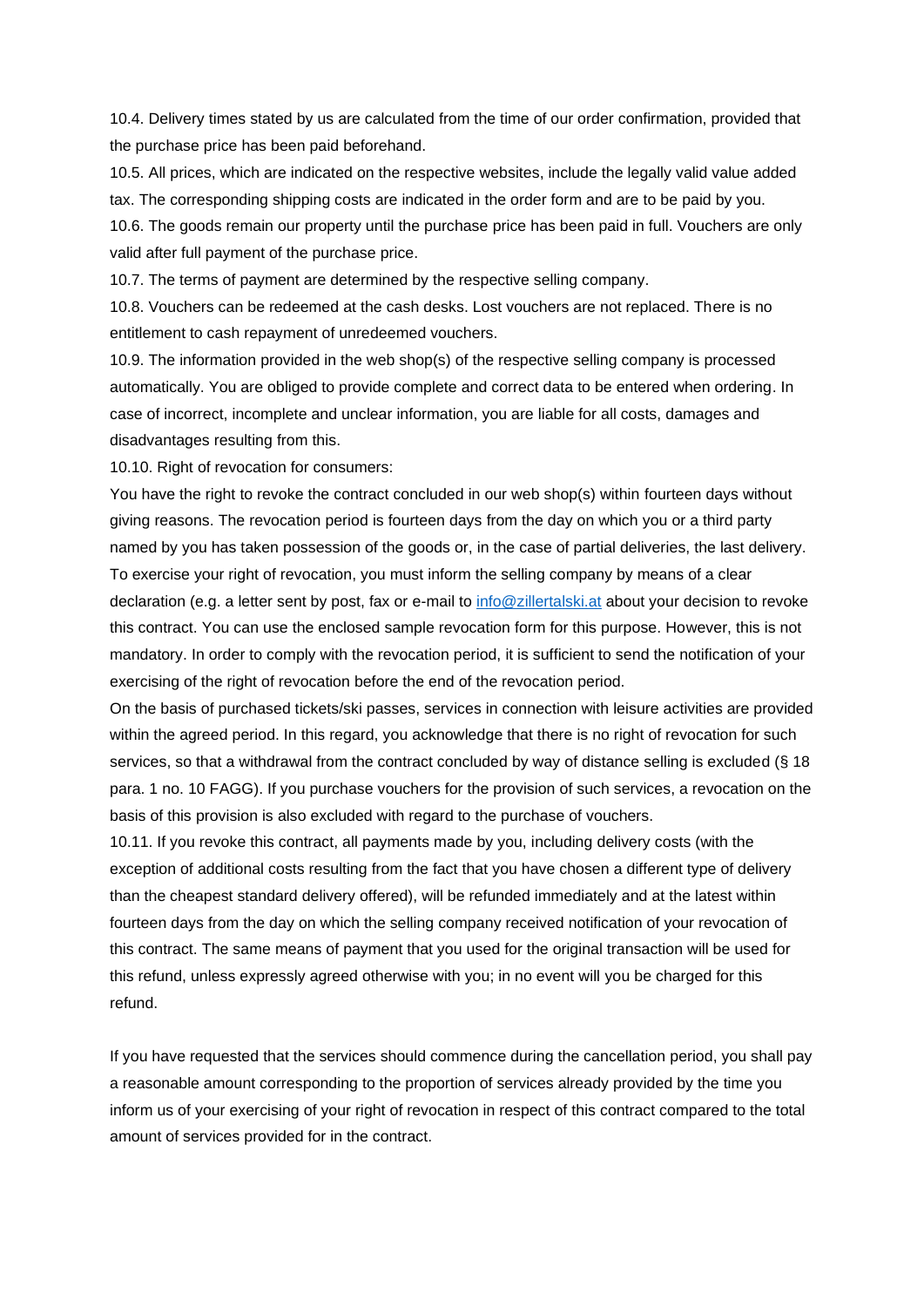10.4. Delivery times stated by us are calculated from the time of our order confirmation, provided that the purchase price has been paid beforehand.

10.5. All prices, which are indicated on the respective websites, include the legally valid value added tax. The corresponding shipping costs are indicated in the order form and are to be paid by you.

10.6. The goods remain our property until the purchase price has been paid in full. Vouchers are only valid after full payment of the purchase price.

10.7. The terms of payment are determined by the respective selling company.

10.8. Vouchers can be redeemed at the cash desks. Lost vouchers are not replaced. There is no entitlement to cash repayment of unredeemed vouchers.

10.9. The information provided in the web shop(s) of the respective selling company is processed automatically. You are obliged to provide complete and correct data to be entered when ordering. In case of incorrect, incomplete and unclear information, you are liable for all costs, damages and disadvantages resulting from this.

10.10. Right of revocation for consumers:

You have the right to revoke the contract concluded in our web shop(s) within fourteen days without giving reasons. The revocation period is fourteen days from the day on which you or a third party named by you has taken possession of the goods or, in the case of partial deliveries, the last delivery. To exercise your right of revocation, you must inform the selling company by means of a clear declaration (e.g. a letter sent by post, fax or e-mail to info@zillertalski.at about your decision to revoke this contract. You can use the enclosed sample revocation form for this purpose. However, this is not mandatory. In order to comply with the revocation period, it is sufficient to send the notification of your exercising of the right of revocation before the end of the revocation period.

On the basis of purchased tickets/ski passes, services in connection with leisure activities are provided within the agreed period. In this regard, you acknowledge that there is no right of revocation for such services, so that a withdrawal from the contract concluded by way of distance selling is excluded (§ 18 para. 1 no. 10 FAGG). If you purchase vouchers for the provision of such services, a revocation on the basis of this provision is also excluded with regard to the purchase of vouchers.

10.11. If you revoke this contract, all payments made by you, including delivery costs (with the exception of additional costs resulting from the fact that you have chosen a different type of delivery than the cheapest standard delivery offered), will be refunded immediately and at the latest within fourteen days from the day on which the selling company received notification of your revocation of this contract. The same means of payment that you used for the original transaction will be used for this refund, unless expressly agreed otherwise with you; in no event will you be charged for this refund.

If you have requested that the services should commence during the cancellation period, you shall pay a reasonable amount corresponding to the proportion of services already provided by the time you inform us of your exercising of your right of revocation in respect of this contract compared to the total amount of services provided for in the contract.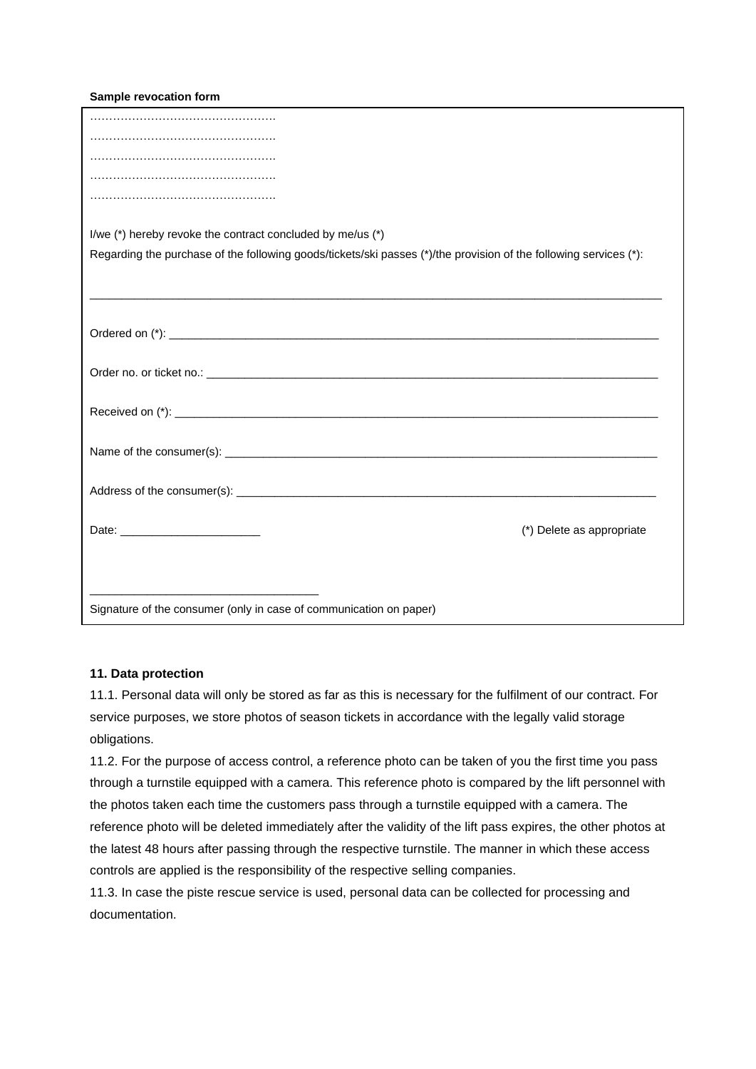**Sample revocation form**

…………………………………………
…………………………………………
…………………………………………
…………………………………………
…………………………………………

I/we (*) hereby revoke the contract concluded by me/us (*)

Regarding the purchase of the following goods/tickets/ski passes (*)/the provision of the following services (*):

_____________________________________________________________________________________

Ordered on (*): ____________________________________________________________________________

Order no. or ticket no.: _____________________________________________________________________

Received on (*): ___________________________________________________________________________

Name of the consumer(s): ___________________________________________________________________

Address of the consumer(s): _________________________________________________________________

Date: ______________________ (*) Delete as appropriate

___________________________________

Signature of the consumer (only in case of communication on paper)

**11. Data protection**

11.1. Personal data will only be stored as far as this is necessary for the fulfilment of our contract. For service purposes, we store photos of season tickets in accordance with the legally valid storage obligations.

11.2. For the purpose of access control, a reference photo can be taken of you the first time you pass through a turnstile equipped with a camera. This reference photo is compared by the lift personnel with the photos taken each time the customers pass through a turnstile equipped with a camera. The reference photo will be deleted immediately after the validity of the lift pass expires, the other photos at the latest 48 hours after passing through the respective turnstile. The manner in which these access controls are applied is the responsibility of the respective selling companies.

11.3. In case the piste rescue service is used, personal data can be collected for processing and documentation.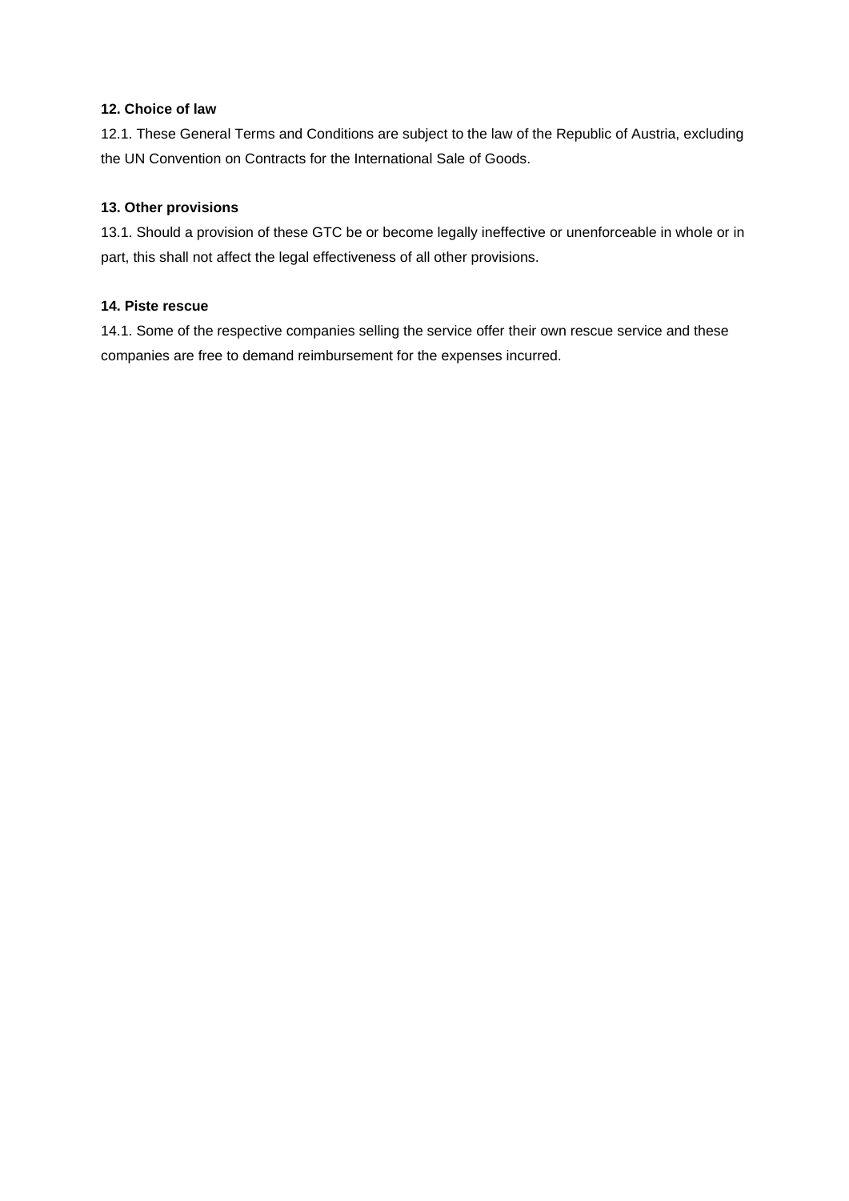**12. Choice of law**

12.1. These General Terms and Conditions are subject to the law of the Republic of Austria, excluding the UN Convention on Contracts for the International Sale of Goods.

**13. Other provisions**

13.1. Should a provision of these GTC be or become legally ineffective or unenforceable in whole or in part, this shall not affect the legal effectiveness of all other provisions.

**14. Piste rescue**

14.1. Some of the respective companies selling the service offer their own rescue service and these companies are free to demand reimbursement for the expenses incurred.